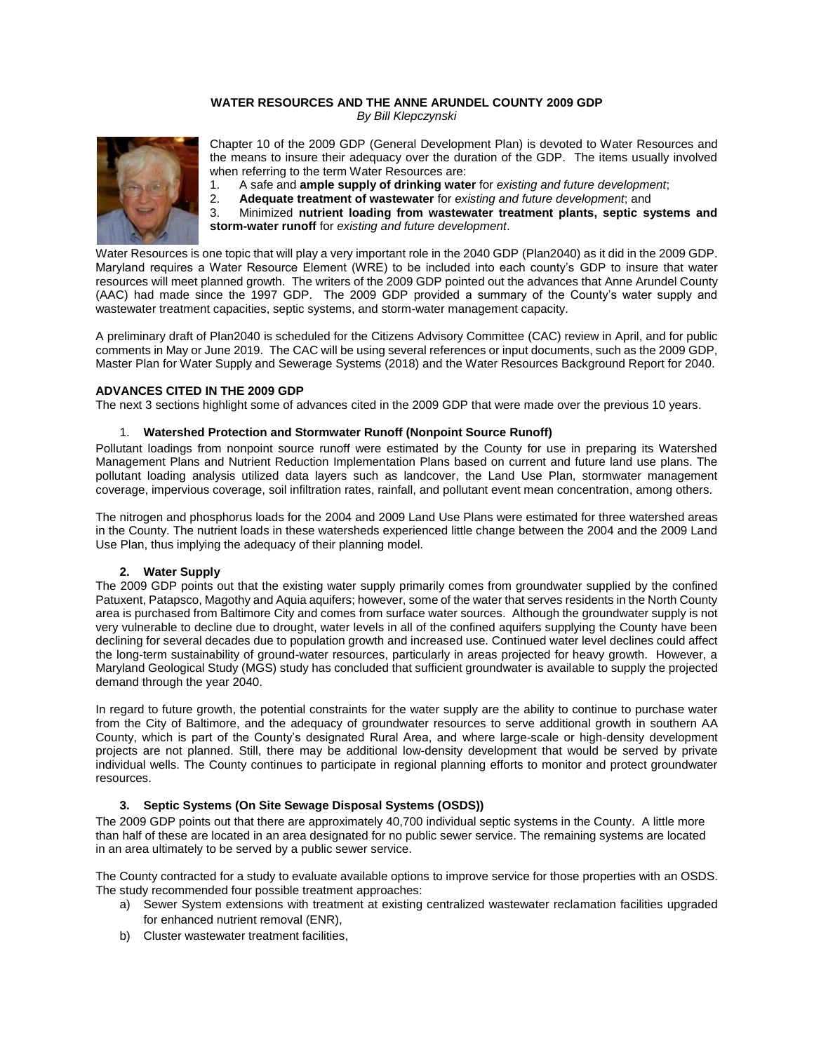**WATER RESOURCES AND THE ANNE ARUNDEL COUNTY 2009 GDP**

*By Bill Klepczynski*

Chapter 10 of the 2009 GDP (General Development Plan) is devoted to Water Resources and the means to insure their adequacy over the duration of the GDP. The items usually involved when referring to the term Water Resources are:

1. A safe and **ample supply of drinking water** for *existing and future development*;
2. **Adequate treatment of wastewater** for *existing and future development*; and
3. Minimized **nutrient loading from wastewater treatment plants, septic systems and storm-water runoff** for *existing and future development*.

Water Resources is one topic that will play a very important role in the 2040 GDP (Plan2040) as it did in the 2009 GDP. Maryland requires a Water Resource Element (WRE) to be included into each county's GDP to insure that water resources will meet planned growth. The writers of the 2009 GDP pointed out the advances that Anne Arundel County (AAC) had made since the 1997 GDP. The 2009 GDP provided a summary of the County's water supply and wastewater treatment capacities, septic systems, and storm-water management capacity.

A preliminary draft of Plan2040 is scheduled for the Citizens Advisory Committee (CAC) review in April, and for public comments in May or June 2019. The CAC will be using several references or input documents, such as the 2009 GDP, Master Plan for Water Supply and Sewerage Systems (2018) and the Water Resources Background Report for 2040.

**ADVANCES CITED IN THE 2009 GDP**

The next 3 sections highlight some of advances cited in the 2009 GDP that were made over the previous 10 years.

1. **Watershed Protection and Stormwater Runoff (Nonpoint Source Runoff)**

Pollutant loadings from nonpoint source runoff were estimated by the County for use in preparing its Watershed Management Plans and Nutrient Reduction Implementation Plans based on current and future land use plans. The pollutant loading analysis utilized data layers such as landcover, the Land Use Plan, stormwater management coverage, impervious coverage, soil infiltration rates, rainfall, and pollutant event mean concentration, among others.

The nitrogen and phosphorus loads for the 2004 and 2009 Land Use Plans were estimated for three watershed areas in the County. The nutrient loads in these watersheds experienced little change between the 2004 and the 2009 Land Use Plan, thus implying the adequacy of their planning model.

2. **Water Supply**

The 2009 GDP points out that the existing water supply primarily comes from groundwater supplied by the confined Patuxent, Patapsco, Magothy and Aquia aquifers; however, some of the water that serves residents in the North County area is purchased from Baltimore City and comes from surface water sources. Although the groundwater supply is not very vulnerable to decline due to drought, water levels in all of the confined aquifers supplying the County have been declining for several decades due to population growth and increased use. Continued water level declines could affect the long-term sustainability of ground-water resources, particularly in areas projected for heavy growth. However, a Maryland Geological Study (MGS) study has concluded that sufficient groundwater is available to supply the projected demand through the year 2040.

In regard to future growth, the potential constraints for the water supply are the ability to continue to purchase water from the City of Baltimore, and the adequacy of groundwater resources to serve additional growth in southern AA County, which is part of the County's designated Rural Area, and where large-scale or high-density development projects are not planned. Still, there may be additional low-density development that would be served by private individual wells. The County continues to participate in regional planning efforts to monitor and protect groundwater resources.

3. **Septic Systems (On Site Sewage Disposal Systems (OSDS))**

The 2009 GDP points out that there are approximately 40,700 individual septic systems in the County. A little more than half of these are located in an area designated for no public sewer service. The remaining systems are located in an area ultimately to be served by a public sewer service.

The County contracted for a study to evaluate available options to improve service for those properties with an OSDS. The study recommended four possible treatment approaches:

a) Sewer System extensions with treatment at existing centralized wastewater reclamation facilities upgraded for enhanced nutrient removal (ENR),
b) Cluster wastewater treatment facilities,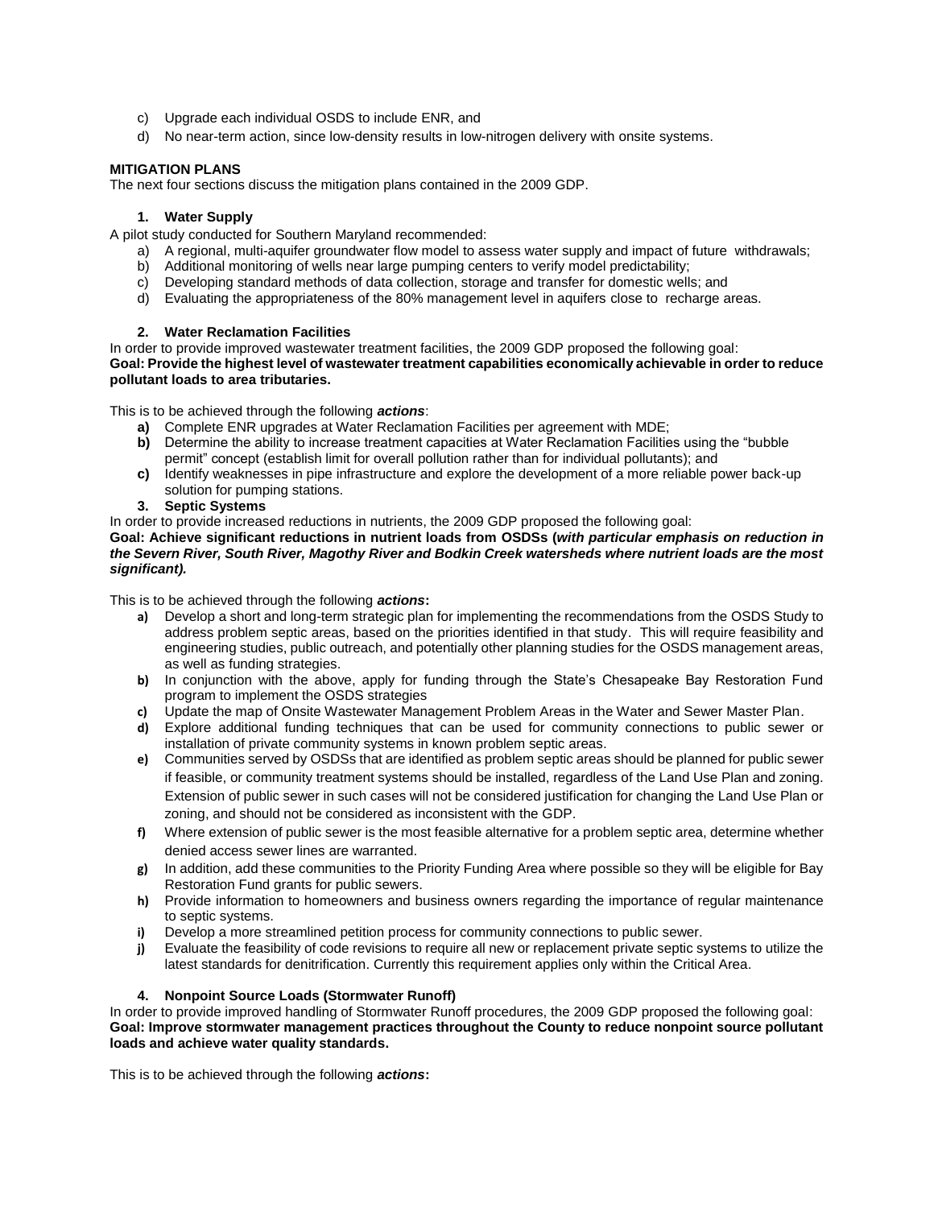c) Upgrade each individual OSDS to include ENR, and
d) No near-term action, since low-density results in low-nitrogen delivery with onsite systems.

**MITIGATION PLANS**

The next four sections discuss the mitigation plans contained in the 2009 GDP.

**1. Water Supply**

A pilot study conducted for Southern Maryland recommended:

a) A regional, multi-aquifer groundwater flow model to assess water supply and impact of future withdrawals;
b) Additional monitoring of wells near large pumping centers to verify model predictability;
c) Developing standard methods of data collection, storage and transfer for domestic wells; and
d) Evaluating the appropriateness of the 80% management level in aquifers close to recharge areas.

**2. Water Reclamation Facilities**

In order to provide improved wastewater treatment facilities, the 2009 GDP proposed the following goal:
**Goal: Provide the highest level of wastewater treatment capabilities economically achievable in order to reduce pollutant loads to area tributaries.**

This is to be achieved through the following ***actions***:

**a)** Complete ENR upgrades at Water Reclamation Facilities per agreement with MDE;
**b)** Determine the ability to increase treatment capacities at Water Reclamation Facilities using the "bubble permit" concept (establish limit for overall pollution rather than for individual pollutants); and
**c)** Identify weaknesses in pipe infrastructure and explore the development of a more reliable power back-up solution for pumping stations.

**3. Septic Systems**

In order to provide increased reductions in nutrients, the 2009 GDP proposed the following goal:
**Goal: Achieve significant reductions in nutrient loads from OSDSs (*with particular emphasis on reduction in the Severn River, South River, Magothy River and Bodkin Creek watersheds where nutrient loads are the most significant).***

This is to be achieved through the following ***actions*****:**

**a)** Develop a short and long-term strategic plan for implementing the recommendations from the OSDS Study to address problem septic areas, based on the priorities identified in that study. This will require feasibility and engineering studies, public outreach, and potentially other planning studies for the OSDS management areas, as well as funding strategies.
**b)** In conjunction with the above, apply for funding through the State's Chesapeake Bay Restoration Fund program to implement the OSDS strategies
**c)** Update the map of Onsite Wastewater Management Problem Areas in the Water and Sewer Master Plan.
**d)** Explore additional funding techniques that can be used for community connections to public sewer or installation of private community systems in known problem septic areas.
**e)** Communities served by OSDSs that are identified as problem septic areas should be planned for public sewer if feasible, or community treatment systems should be installed, regardless of the Land Use Plan and zoning. Extension of public sewer in such cases will not be considered justification for changing the Land Use Plan or zoning, and should not be considered as inconsistent with the GDP.
**f)** Where extension of public sewer is the most feasible alternative for a problem septic area, determine whether denied access sewer lines are warranted.
**g)** In addition, add these communities to the Priority Funding Area where possible so they will be eligible for Bay Restoration Fund grants for public sewers.
**h)** Provide information to homeowners and business owners regarding the importance of regular maintenance to septic systems.
**i)** Develop a more streamlined petition process for community connections to public sewer.
**j)** Evaluate the feasibility of code revisions to require all new or replacement private septic systems to utilize the latest standards for denitrification. Currently this requirement applies only within the Critical Area.

**4. Nonpoint Source Loads (Stormwater Runoff)**

In order to provide improved handling of Stormwater Runoff procedures, the 2009 GDP proposed the following goal:
**Goal: Improve stormwater management practices throughout the County to reduce nonpoint source pollutant loads and achieve water quality standards.**

This is to be achieved through the following ***actions*****:**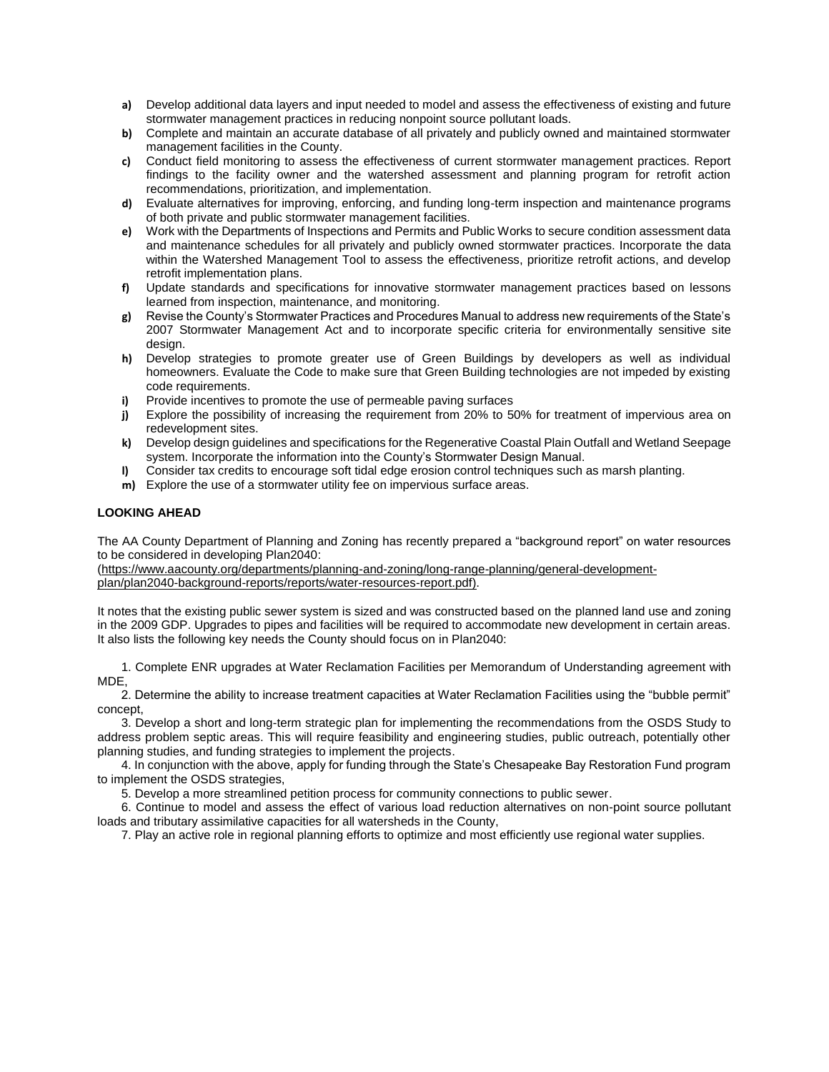- **a)** Develop additional data layers and input needed to model and assess the effectiveness of existing and future stormwater management practices in reducing nonpoint source pollutant loads.
- **b)** Complete and maintain an accurate database of all privately and publicly owned and maintained stormwater management facilities in the County.
- **c)** Conduct field monitoring to assess the effectiveness of current stormwater management practices. Report findings to the facility owner and the watershed assessment and planning program for retrofit action recommendations, prioritization, and implementation.
- **d)** Evaluate alternatives for improving, enforcing, and funding long-term inspection and maintenance programs of both private and public stormwater management facilities.
- **e)** Work with the Departments of Inspections and Permits and Public Works to secure condition assessment data and maintenance schedules for all privately and publicly owned stormwater practices. Incorporate the data within the Watershed Management Tool to assess the effectiveness, prioritize retrofit actions, and develop retrofit implementation plans.
- **f)** Update standards and specifications for innovative stormwater management practices based on lessons learned from inspection, maintenance, and monitoring.
- **g)** Revise the County's Stormwater Practices and Procedures Manual to address new requirements of the State's 2007 Stormwater Management Act and to incorporate specific criteria for environmentally sensitive site design.
- **h)** Develop strategies to promote greater use of Green Buildings by developers as well as individual homeowners. Evaluate the Code to make sure that Green Building technologies are not impeded by existing code requirements.
- **i)** Provide incentives to promote the use of permeable paving surfaces
- **j)** Explore the possibility of increasing the requirement from 20% to 50% for treatment of impervious area on redevelopment sites.
- **k)** Develop design guidelines and specifications for the Regenerative Coastal Plain Outfall and Wetland Seepage system. Incorporate the information into the County's Stormwater Design Manual.
- **l)** Consider tax credits to encourage soft tidal edge erosion control techniques such as marsh planting.
- **m)** Explore the use of a stormwater utility fee on impervious surface areas.

**LOOKING AHEAD**

The AA County Department of Planning and Zoning has recently prepared a "background report" on water resources to be considered in developing Plan2040:
(https://www.aacounty.org/departments/planning-and-zoning/long-range-planning/general-development-plan/plan2040-background-reports/reports/water-resources-report.pdf).

It notes that the existing public sewer system is sized and was constructed based on the planned land use and zoning in the 2009 GDP. Upgrades to pipes and facilities will be required to accommodate new development in certain areas. It also lists the following key needs the County should focus on in Plan2040:

1. Complete ENR upgrades at Water Reclamation Facilities per Memorandum of Understanding agreement with MDE,
2. Determine the ability to increase treatment capacities at Water Reclamation Facilities using the "bubble permit" concept,
3. Develop a short and long-term strategic plan for implementing the recommendations from the OSDS Study to address problem septic areas. This will require feasibility and engineering studies, public outreach, potentially other planning studies, and funding strategies to implement the projects.
4. In conjunction with the above, apply for funding through the State's Chesapeake Bay Restoration Fund program to implement the OSDS strategies,
5. Develop a more streamlined petition process for community connections to public sewer.
6. Continue to model and assess the effect of various load reduction alternatives on non-point source pollutant loads and tributary assimilative capacities for all watersheds in the County,
7. Play an active role in regional planning efforts to optimize and most efficiently use regional water supplies.